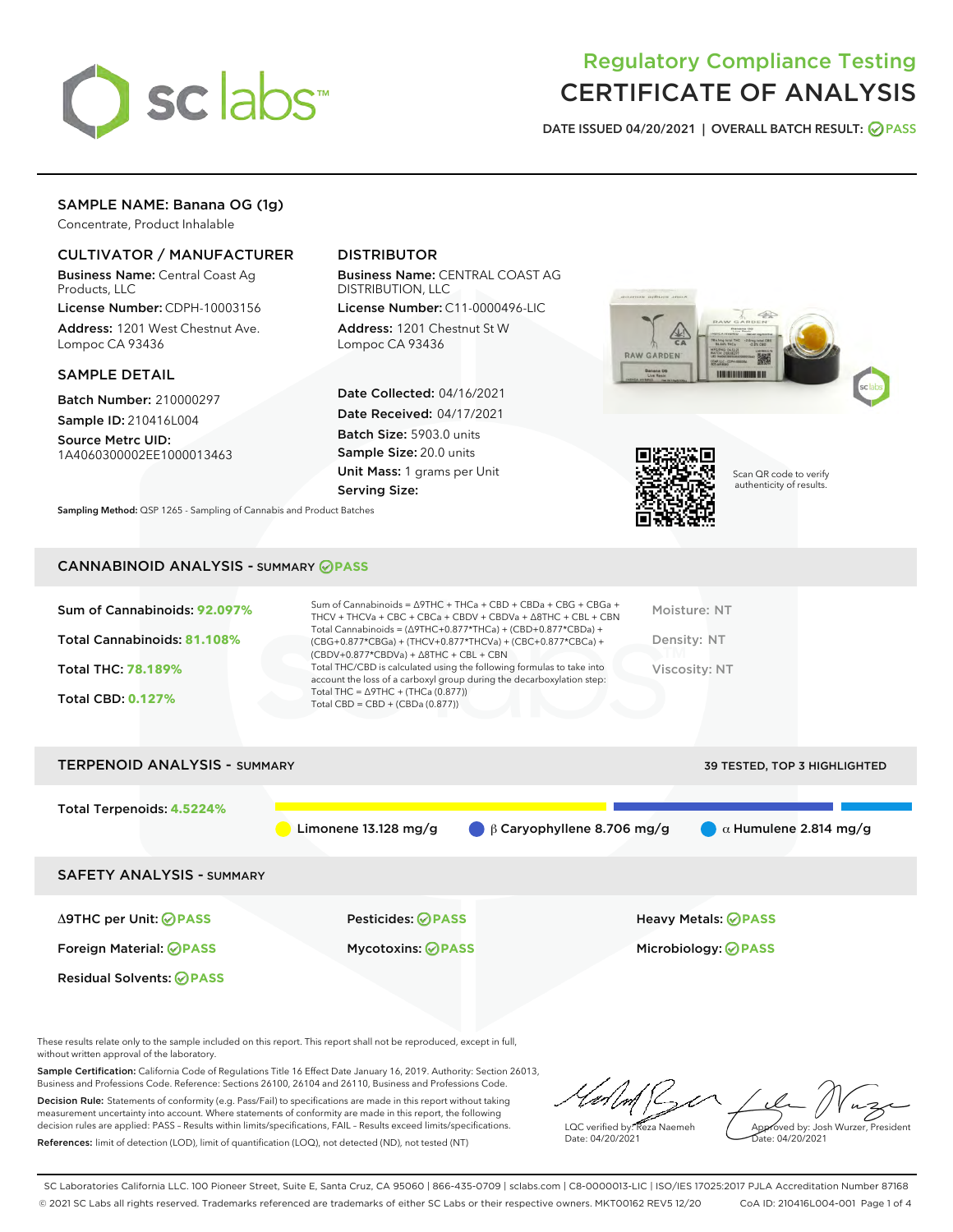# Regulatory Compliance Testing
# CERTIFICATE OF ANALYSIS

DATE ISSUED 04/20/2021 | OVERALL BATCH RESULT: PASS

## SAMPLE NAME: Banana OG (1g)

Concentrate, Product Inhalable

### CULTIVATOR / MANUFACTURER

**Business Name:** Central Coast Ag Products, LLC

**License Number:** CDPH-10003156

**Address:** 1201 West Chestnut Ave. Lompoc CA 93436

### DISTRIBUTOR

**Business Name:** CENTRAL COAST AG DISTRIBUTION, LLC

**License Number:** C11-0000496-LIC

**Address:** 1201 Chestnut St W Lompoc CA 93436

### SAMPLE DETAIL

**Batch Number:** 210000297

**Sample ID:** 210416L004

**Source Metrc UID:** 1A4060300002EE1000013463

**Date Collected:** 04/16/2021

**Date Received:** 04/17/2021

**Batch Size:** 5903.0 units

**Sample Size:** 20.0 units

**Unit Mass:** 1 grams per Unit

**Serving Size:**

**Sampling Method:** QSP 1265 - Sampling of Cannabis and Product Batches

Scan QR code to verify authenticity of results.

## CANNABINOID ANALYSIS - SUMMARY PASS

Sum of Cannabinoids: **92.097%**

Total Cannabinoids: **81.108%**

Total THC: **78.189%**

Total CBD: **0.127%**

Sum of Cannabinoids = Δ9THC + THCa + CBD + CBDa + CBG + CBGa + THCV + THCVa + CBC + CBCa + CBDV + CBDVa + Δ8THC + CBL + CBN

Total Cannabinoids = (Δ9THC+0.877*THCa) + (CBD+0.877*CBDa) + (CBG+0.877*CBGa) + (THCV+0.877*THCVa) + (CBC+0.877*CBCa) + (CBDV+0.877*CBDVa) + Δ8THC + CBL + CBN

Total THC/CBD is calculated using the following formulas to take into account the loss of a carboxyl group during the decarboxylation step:
Total THC = Δ9THC + (THCa (0.877))
Total CBD = CBD + (CBDa (0.877))

Moisture: NT

Density: NT

Viscosity: NT

## TERPENOID ANALYSIS - SUMMARY

39 TESTED, TOP 3 HIGHLIGHTED

Total Terpenoids: **4.5224%**

Limonene 13.128 mg/g | β Caryophyllene 8.706 mg/g | α Humulene 2.814 mg/g

## SAFETY ANALYSIS - SUMMARY

Δ9THC per Unit: PASS

Pesticides: PASS

Heavy Metals: PASS

Foreign Material: PASS

Mycotoxins: PASS

Microbiology: PASS

Residual Solvents: PASS

These results relate only to the sample included on this report. This report shall not be reproduced, except in full, without written approval of the laboratory.

**Sample Certification:** California Code of Regulations Title 16 Effect Date January 16, 2019. Authority: Section 26013, Business and Professions Code. Reference: Sections 26100, 26104 and 26110, Business and Professions Code.

**Decision Rule:** Statements of conformity (e.g. Pass/Fail) to specifications are made in this report without taking measurement uncertainty into account. Where statements of conformity are made in this report, the following decision rules are applied: PASS – Results within limits/specifications, FAIL – Results exceed limits/specifications.

**References:** limit of detection (LOD), limit of quantification (LOQ), not detected (ND), not tested (NT)

LQC verified by: Reza Naemeh
Date: 04/20/2021

Approved by: Josh Wurzer, President
Date: 04/20/2021

SC Laboratories California LLC. 100 Pioneer Street, Suite E, Santa Cruz, CA 95060 | 866-435-0709 | sclabs.com | C8-0000013-LIC | ISO/IES 17025:2017 PJLA Accreditation Number 87168
© 2021 SC Labs all rights reserved. Trademarks referenced are trademarks of either SC Labs or their respective owners. MKT00162 REV5 12/20 CoA ID: 210416L004-001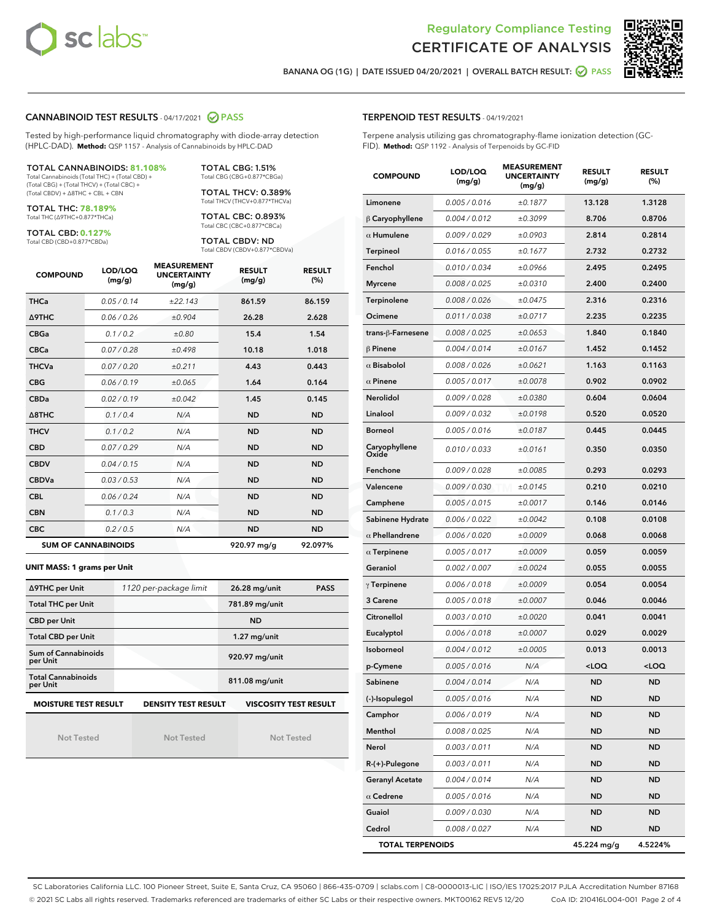Regulatory Compliance Testing
CERTIFICATE OF ANALYSIS

BANANA OG (1G) | DATE ISSUED 04/20/2021 | OVERALL BATCH RESULT: PASS

## CANNABINOID TEST RESULTS - 04/17/2021 PASS

Tested by high-performance liquid chromatography with diode-array detection (HPLC-DAD). **Method:** QSP 1157 - Analysis of Cannabinoids by HPLC-DAD

**TOTAL CANNABINOIDS: 81.108%**
Total Cannabinoids (Total THC) + (Total CBD) + (Total CBG) + (Total THCV) + (Total CBC) + (Total CBDV) + Δ8THC + CBL + CBN

**TOTAL THC: 78.189%**
Total THC (Δ9THC+0.877*THCa)

**TOTAL CBD: 0.127%**
Total CBD (CBD+0.877*CBDa)

**TOTAL CBG: 1.51%**
Total CBG (CBG+0.877*CBGa)

**TOTAL THCV: 0.389%**
Total THCV (THCV+0.877*THCVa)

**TOTAL CBC: 0.893%**
Total CBC (CBC+0.877*CBCa)

**TOTAL CBDV: ND**
Total CBDV (CBDV+0.877*CBDVa)

| COMPOUND | LOD/LOQ (mg/g) | MEASUREMENT UNCERTAINTY (mg/g) | RESULT (mg/g) | RESULT (%) |
|---|---|---|---|---|
| THCa | 0.05 / 0.14 | ±22.143 | 861.59 | 86.159 |
| Δ9THC | 0.06 / 0.26 | ±0.904 | 26.28 | 2.628 |
| CBGa | 0.1 / 0.2 | ±0.80 | 15.4 | 1.54 |
| CBCa | 0.07 / 0.28 | ±0.498 | 10.18 | 1.018 |
| THCVa | 0.07 / 0.20 | ±0.211 | 4.43 | 0.443 |
| CBG | 0.06 / 0.19 | ±0.065 | 1.64 | 0.164 |
| CBDa | 0.02 / 0.19 | ±0.042 | 1.45 | 0.145 |
| Δ8THC | 0.1 / 0.4 | N/A | ND | ND |
| THCV | 0.1 / 0.2 | N/A | ND | ND |
| CBD | 0.07 / 0.29 | N/A | ND | ND |
| CBDV | 0.04 / 0.15 | N/A | ND | ND |
| CBDVa | 0.03 / 0.53 | N/A | ND | ND |
| CBL | 0.06 / 0.24 | N/A | ND | ND |
| CBN | 0.1 / 0.3 | N/A | ND | ND |
| CBC | 0.2 / 0.5 | N/A | ND | ND |
| **SUM OF CANNABINOIDS** | | | **920.97 mg/g** | **92.097%** |

**UNIT MASS: 1 grams per Unit**

| | | | |
|---|---|---|---|
| Δ9THC per Unit | 1120 per-package limit | 26.28 mg/unit | PASS |
| Total THC per Unit | | 781.89 mg/unit | |
| CBD per Unit | | ND | |
| Total CBD per Unit | | 1.27 mg/unit | |
| Sum of Cannabinoids per Unit | | 920.97 mg/unit | |
| Total Cannabinoids per Unit | | 811.08 mg/unit | |

| MOISTURE TEST RESULT | DENSITY TEST RESULT | VISCOSITY TEST RESULT |
|---|---|---|
| Not Tested | Not Tested | Not Tested |

## TERPENOID TEST RESULTS - 04/19/2021

Terpene analysis utilizing gas chromatography-flame ionization detection (GC-FID). **Method:** QSP 1192 - Analysis of Terpenoids by GC-FID

| COMPOUND | LOD/LOQ (mg/g) | MEASUREMENT UNCERTAINTY (mg/g) | RESULT (mg/g) | RESULT (%) |
|---|---|---|---|---|
| Limonene | 0.005 / 0.016 | ±0.1877 | 13.128 | 1.3128 |
| β Caryophyllene | 0.004 / 0.012 | ±0.3099 | 8.706 | 0.8706 |
| α Humulene | 0.009 / 0.029 | ±0.0903 | 2.814 | 0.2814 |
| Terpineol | 0.016 / 0.055 | ±0.1677 | 2.732 | 0.2732 |
| Fenchol | 0.010 / 0.034 | ±0.0966 | 2.495 | 0.2495 |
| Myrcene | 0.008 / 0.025 | ±0.0310 | 2.400 | 0.2400 |
| Terpinolene | 0.008 / 0.026 | ±0.0475 | 2.316 | 0.2316 |
| Ocimene | 0.011 / 0.038 | ±0.0717 | 2.235 | 0.2235 |
| trans-β-Farnesene | 0.008 / 0.025 | ±0.0653 | 1.840 | 0.1840 |
| β Pinene | 0.004 / 0.014 | ±0.0167 | 1.452 | 0.1452 |
| α Bisabolol | 0.008 / 0.026 | ±0.0621 | 1.163 | 0.1163 |
| α Pinene | 0.005 / 0.017 | ±0.0078 | 0.902 | 0.0902 |
| Nerolidol | 0.009 / 0.028 | ±0.0380 | 0.604 | 0.0604 |
| Linalool | 0.009 / 0.032 | ±0.0198 | 0.520 | 0.0520 |
| Borneol | 0.005 / 0.016 | ±0.0187 | 0.445 | 0.0445 |
| Caryophyllene Oxide | 0.010 / 0.033 | ±0.0161 | 0.350 | 0.0350 |
| Fenchone | 0.009 / 0.028 | ±0.0085 | 0.293 | 0.0293 |
| Valencene | 0.009 / 0.030 | ±0.0145 | 0.210 | 0.0210 |
| Camphene | 0.005 / 0.015 | ±0.0017 | 0.146 | 0.0146 |
| Sabinene Hydrate | 0.006 / 0.022 | ±0.0042 | 0.108 | 0.0108 |
| α Phellandrene | 0.006 / 0.020 | ±0.0009 | 0.068 | 0.0068 |
| α Terpinene | 0.005 / 0.017 | ±0.0009 | 0.059 | 0.0059 |
| Geraniol | 0.002 / 0.007 | ±0.0024 | 0.055 | 0.0055 |
| γ Terpinene | 0.006 / 0.018 | ±0.0009 | 0.054 | 0.0054 |
| 3 Carene | 0.005 / 0.018 | ±0.0007 | 0.046 | 0.0046 |
| Citronellol | 0.003 / 0.010 | ±0.0020 | 0.041 | 0.0041 |
| Eucalyptol | 0.006 / 0.018 | ±0.0007 | 0.029 | 0.0029 |
| Isoborneol | 0.004 / 0.012 | ±0.0005 | 0.013 | 0.0013 |
| p-Cymene | 0.005 / 0.016 | N/A | <LOQ | <LOQ |
| Sabinene | 0.004 / 0.014 | N/A | ND | ND |
| (-)-Isopulegol | 0.005 / 0.016 | N/A | ND | ND |
| Camphor | 0.006 / 0.019 | N/A | ND | ND |
| Menthol | 0.008 / 0.025 | N/A | ND | ND |
| Nerol | 0.003 / 0.011 | N/A | ND | ND |
| R-(+)-Pulegone | 0.003 / 0.011 | N/A | ND | ND |
| Geranyl Acetate | 0.004 / 0.014 | N/A | ND | ND |
| α Cedrene | 0.005 / 0.016 | N/A | ND | ND |
| Guaiol | 0.009 / 0.030 | N/A | ND | ND |
| Cedrol | 0.008 / 0.027 | N/A | ND | ND |
| **TOTAL TERPENOIDS** | | | **45.224 mg/g** | **4.5224%** |

SC Laboratories California LLC. 100 Pioneer Street, Suite E, Santa Cruz, CA 95060 | 866-435-0709 | sclabs.com | C8-0000013-LIC | ISO/IES 17025:2017 PJLA Accreditation Number 87168
© 2021 SC Labs all rights reserved. Trademarks referenced are trademarks of either SC Labs or their respective owners. MKT00162 REV5 12/20 CoA ID: 210416L004-001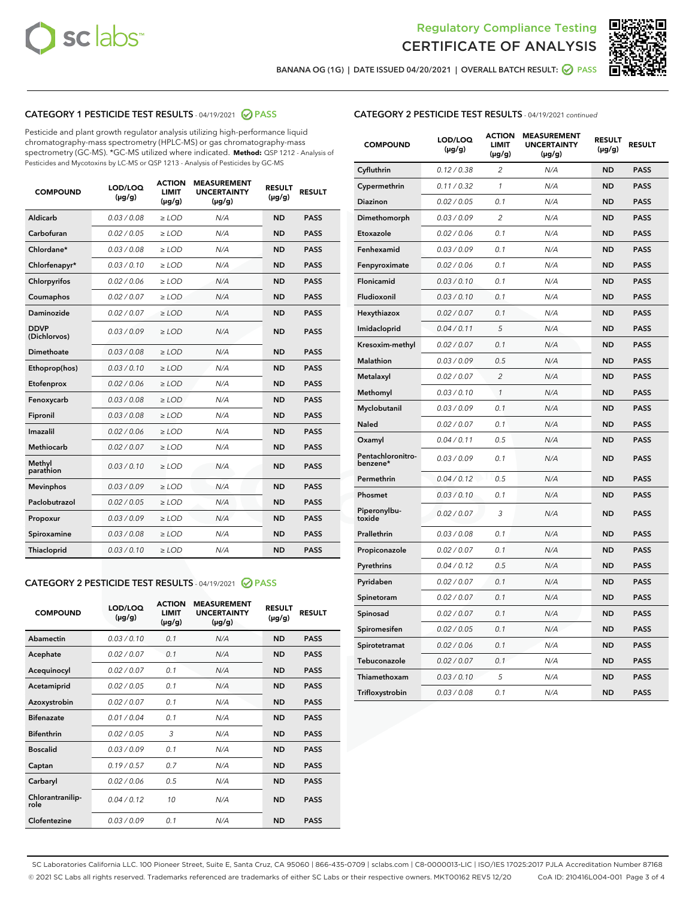Regulatory Compliance Testing
CERTIFICATE OF ANALYSIS

BANANA OG (1G) | DATE ISSUED 04/20/2021 | OVERALL BATCH RESULT: PASS

## CATEGORY 1 PESTICIDE TEST RESULTS - 04/19/2021 PASS

Pesticide and plant growth regulator analysis utilizing high-performance liquid chromatography-mass spectrometry (HPLC-MS) or gas chromatography-mass spectrometry (GC-MS). *GC-MS utilized where indicated. **Method:** QSP 1212 - Analysis of Pesticides and Mycotoxins by LC-MS or QSP 1213 - Analysis of Pesticides by GC-MS

| COMPOUND | LOD/LOQ (µg/g) | ACTION LIMIT (µg/g) | MEASUREMENT UNCERTAINTY (µg/g) | RESULT (µg/g) | RESULT |
|---|---|---|---|---|---|
| Aldicarb | 0.03 / 0.08 | ≥ LOD | N/A | ND | PASS |
| Carbofuran | 0.02 / 0.05 | ≥ LOD | N/A | ND | PASS |
| Chlordane* | 0.03 / 0.08 | ≥ LOD | N/A | ND | PASS |
| Chlorfenapyr* | 0.03 / 0.10 | ≥ LOD | N/A | ND | PASS |
| Chlorpyrifos | 0.02 / 0.06 | ≥ LOD | N/A | ND | PASS |
| Coumaphos | 0.02 / 0.07 | ≥ LOD | N/A | ND | PASS |
| Daminozide | 0.02 / 0.07 | ≥ LOD | N/A | ND | PASS |
| DDVP (Dichlorvos) | 0.03 / 0.09 | ≥ LOD | N/A | ND | PASS |
| Dimethoate | 0.03 / 0.08 | ≥ LOD | N/A | ND | PASS |
| Ethoprop(hos) | 0.03 / 0.10 | ≥ LOD | N/A | ND | PASS |
| Etofenprox | 0.02 / 0.06 | ≥ LOD | N/A | ND | PASS |
| Fenoxycarb | 0.03 / 0.08 | ≥ LOD | N/A | ND | PASS |
| Fipronil | 0.03 / 0.08 | ≥ LOD | N/A | ND | PASS |
| Imazalil | 0.02 / 0.06 | ≥ LOD | N/A | ND | PASS |
| Methiocarb | 0.02 / 0.07 | ≥ LOD | N/A | ND | PASS |
| Methyl parathion | 0.03 / 0.10 | ≥ LOD | N/A | ND | PASS |
| Mevinphos | 0.03 / 0.09 | ≥ LOD | N/A | ND | PASS |
| Paclobutrazol | 0.02 / 0.05 | ≥ LOD | N/A | ND | PASS |
| Propoxur | 0.03 / 0.09 | ≥ LOD | N/A | ND | PASS |
| Spiroxamine | 0.03 / 0.08 | ≥ LOD | N/A | ND | PASS |
| Thiacloprid | 0.03 / 0.10 | ≥ LOD | N/A | ND | PASS |

## CATEGORY 2 PESTICIDE TEST RESULTS - 04/19/2021 PASS

| COMPOUND | LOD/LOQ (µg/g) | ACTION LIMIT (µg/g) | MEASUREMENT UNCERTAINTY (µg/g) | RESULT (µg/g) | RESULT |
|---|---|---|---|---|---|
| Abamectin | 0.03 / 0.10 | 0.1 | N/A | ND | PASS |
| Acephate | 0.02 / 0.07 | 0.1 | N/A | ND | PASS |
| Acequinocyl | 0.02 / 0.07 | 0.1 | N/A | ND | PASS |
| Acetamiprid | 0.02 / 0.05 | 0.1 | N/A | ND | PASS |
| Azoxystrobin | 0.02 / 0.07 | 0.1 | N/A | ND | PASS |
| Bifenazate | 0.01 / 0.04 | 0.1 | N/A | ND | PASS |
| Bifenthrin | 0.02 / 0.05 | 3 | N/A | ND | PASS |
| Boscalid | 0.03 / 0.09 | 0.1 | N/A | ND | PASS |
| Captan | 0.19 / 0.57 | 0.7 | N/A | ND | PASS |
| Carbaryl | 0.02 / 0.06 | 0.5 | N/A | ND | PASS |
| Chlorantraniliprole | 0.04 / 0.12 | 10 | N/A | ND | PASS |
| Clofentezine | 0.03 / 0.09 | 0.1 | N/A | ND | PASS |
| Cyfluthrin | 0.12 / 0.38 | 2 | N/A | ND | PASS |
| Cypermethrin | 0.11 / 0.32 | 1 | N/A | ND | PASS |
| Diazinon | 0.02 / 0.05 | 0.1 | N/A | ND | PASS |
| Dimethomorph | 0.03 / 0.09 | 2 | N/A | ND | PASS |
| Etoxazole | 0.02 / 0.06 | 0.1 | N/A | ND | PASS |
| Fenhexamid | 0.03 / 0.09 | 0.1 | N/A | ND | PASS |
| Fenpyroximate | 0.02 / 0.06 | 0.1 | N/A | ND | PASS |
| Flonicamid | 0.03 / 0.10 | 0.1 | N/A | ND | PASS |
| Fludioxonil | 0.03 / 0.10 | 0.1 | N/A | ND | PASS |
| Hexythiazox | 0.02 / 0.07 | 0.1 | N/A | ND | PASS |
| Imidacloprid | 0.04 / 0.11 | 5 | N/A | ND | PASS |
| Kresoxim-methyl | 0.02 / 0.07 | 0.1 | N/A | ND | PASS |
| Malathion | 0.03 / 0.09 | 0.5 | N/A | ND | PASS |
| Metalaxyl | 0.02 / 0.07 | 2 | N/A | ND | PASS |
| Methomyl | 0.03 / 0.10 | 1 | N/A | ND | PASS |
| Myclobutanil | 0.03 / 0.09 | 0.1 | N/A | ND | PASS |
| Naled | 0.02 / 0.07 | 0.1 | N/A | ND | PASS |
| Oxamyl | 0.04 / 0.11 | 0.5 | N/A | ND | PASS |
| Pentachloronitrobenzene* | 0.03 / 0.09 | 0.1 | N/A | ND | PASS |
| Permethrin | 0.04 / 0.12 | 0.5 | N/A | ND | PASS |
| Phosmet | 0.03 / 0.10 | 0.1 | N/A | ND | PASS |
| Piperonylbutoxide | 0.02 / 0.07 | 3 | N/A | ND | PASS |
| Prallethrin | 0.03 / 0.08 | 0.1 | N/A | ND | PASS |
| Propiconazole | 0.02 / 0.07 | 0.1 | N/A | ND | PASS |
| Pyrethrins | 0.04 / 0.12 | 0.5 | N/A | ND | PASS |
| Pyridaben | 0.02 / 0.07 | 0.1 | N/A | ND | PASS |
| Spinetoram | 0.02 / 0.07 | 0.1 | N/A | ND | PASS |
| Spinosad | 0.02 / 0.07 | 0.1 | N/A | ND | PASS |
| Spiromesifen | 0.02 / 0.05 | 0.1 | N/A | ND | PASS |
| Spirotetramat | 0.02 / 0.06 | 0.1 | N/A | ND | PASS |
| Tebuconazole | 0.02 / 0.07 | 0.1 | N/A | ND | PASS |
| Thiamethoxam | 0.03 / 0.10 | 5 | N/A | ND | PASS |
| Trifloxystrobin | 0.03 / 0.08 | 0.1 | N/A | ND | PASS |

SC Laboratories California LLC. 100 Pioneer Street, Suite E, Santa Cruz, CA 95060 | 866-435-0709 | sclabs.com | C8-0000013-LIC | ISO/IES 17025:2017 PJLA Accreditation Number 87168
© 2021 SC Labs all rights reserved. Trademarks referenced are trademarks of either SC Labs or their respective owners. MKT00162 REV5 12/20 CoA ID: 210416L004-001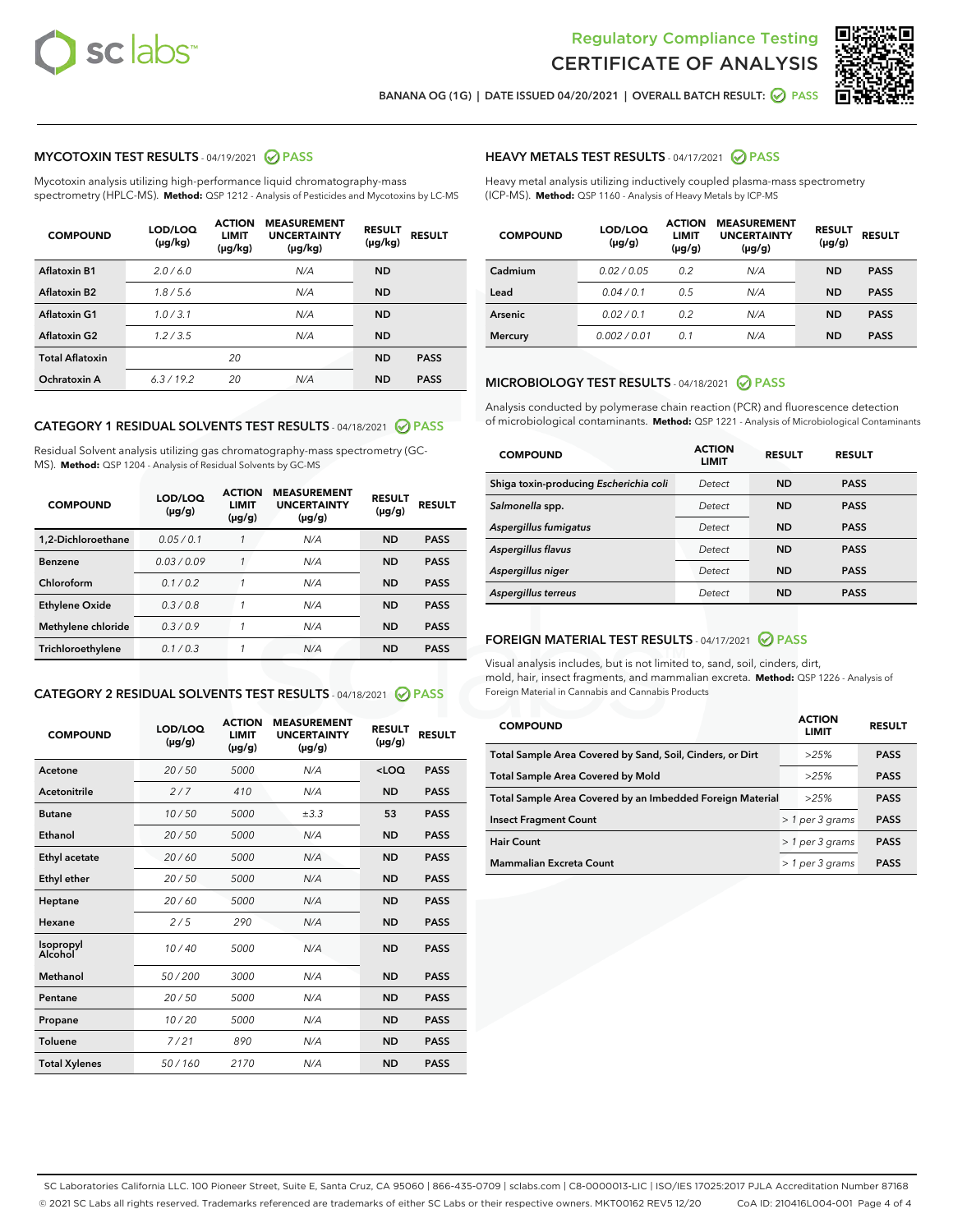Regulatory Compliance Testing

# CERTIFICATE OF ANALYSIS

BANANA OG (1G) | DATE ISSUED 04/20/2021 | OVERALL BATCH RESULT: PASS

## MYCOTOXIN TEST RESULTS - 04/19/2021 PASS

Mycotoxin analysis utilizing high-performance liquid chromatography-mass spectrometry (HPLC-MS). **Method:** QSP 1212 - Analysis of Pesticides and Mycotoxins by LC-MS

| COMPOUND | LOD/LOQ (µg/kg) | ACTION LIMIT (µg/kg) | MEASUREMENT UNCERTAINTY (µg/kg) | RESULT (µg/kg) | RESULT |
|---|---|---|---|---|---|
| Aflatoxin B1 | 2.0 / 6.0 | | N/A | ND | |
| Aflatoxin B2 | 1.8 / 5.6 | | N/A | ND | |
| Aflatoxin G1 | 1.0 / 3.1 | | N/A | ND | |
| Aflatoxin G2 | 1.2 / 3.5 | | N/A | ND | |
| Total Aflatoxin | | 20 | | ND | PASS |
| Ochratoxin A | 6.3 / 19.2 | 20 | N/A | ND | PASS |

## CATEGORY 1 RESIDUAL SOLVENTS TEST RESULTS - 04/18/2021 PASS

Residual Solvent analysis utilizing gas chromatography-mass spectrometry (GC-MS). **Method:** QSP 1204 - Analysis of Residual Solvents by GC-MS

| COMPOUND | LOD/LOQ (µg/g) | ACTION LIMIT (µg/g) | MEASUREMENT UNCERTAINTY (µg/g) | RESULT (µg/g) | RESULT |
|---|---|---|---|---|---|
| 1,2-Dichloroethane | 0.05 / 0.1 | 1 | N/A | ND | PASS |
| Benzene | 0.03 / 0.09 | 1 | N/A | ND | PASS |
| Chloroform | 0.1 / 0.2 | 1 | N/A | ND | PASS |
| Ethylene Oxide | 0.3 / 0.8 | 1 | N/A | ND | PASS |
| Methylene chloride | 0.3 / 0.9 | 1 | N/A | ND | PASS |
| Trichloroethylene | 0.1 / 0.3 | 1 | N/A | ND | PASS |

## CATEGORY 2 RESIDUAL SOLVENTS TEST RESULTS - 04/18/2021 PASS

| COMPOUND | LOD/LOQ (µg/g) | ACTION LIMIT (µg/g) | MEASUREMENT UNCERTAINTY (µg/g) | RESULT (µg/g) | RESULT |
|---|---|---|---|---|---|
| Acetone | 20 / 50 | 5000 | N/A | <LOQ | PASS |
| Acetonitrile | 2 / 7 | 410 | N/A | ND | PASS |
| Butane | 10 / 50 | 5000 | ±3.3 | 53 | PASS |
| Ethanol | 20 / 50 | 5000 | N/A | ND | PASS |
| Ethyl acetate | 20 / 60 | 5000 | N/A | ND | PASS |
| Ethyl ether | 20 / 50 | 5000 | N/A | ND | PASS |
| Heptane | 20 / 60 | 5000 | N/A | ND | PASS |
| Hexane | 2 / 5 | 290 | N/A | ND | PASS |
| Isopropyl Alcohol | 10 / 40 | 5000 | N/A | ND | PASS |
| Methanol | 50 / 200 | 3000 | N/A | ND | PASS |
| Pentane | 20 / 50 | 5000 | N/A | ND | PASS |
| Propane | 10 / 20 | 5000 | N/A | ND | PASS |
| Toluene | 7 / 21 | 890 | N/A | ND | PASS |
| Total Xylenes | 50 / 160 | 2170 | N/A | ND | PASS |

## HEAVY METALS TEST RESULTS - 04/17/2021 PASS

Heavy metal analysis utilizing inductively coupled plasma-mass spectrometry (ICP-MS). **Method:** QSP 1160 - Analysis of Heavy Metals by ICP-MS

| COMPOUND | LOD/LOQ (µg/g) | ACTION LIMIT (µg/g) | MEASUREMENT UNCERTAINTY (µg/g) | RESULT (µg/g) | RESULT |
|---|---|---|---|---|---|
| Cadmium | 0.02 / 0.05 | 0.2 | N/A | ND | PASS |
| Lead | 0.04 / 0.1 | 0.5 | N/A | ND | PASS |
| Arsenic | 0.02 / 0.1 | 0.2 | N/A | ND | PASS |
| Mercury | 0.002 / 0.01 | 0.1 | N/A | ND | PASS |

## MICROBIOLOGY TEST RESULTS - 04/18/2021 PASS

Analysis conducted by polymerase chain reaction (PCR) and fluorescence detection of microbiological contaminants. **Method:** QSP 1221 - Analysis of Microbiological Contaminants

| COMPOUND | ACTION LIMIT | RESULT | RESULT |
|---|---|---|---|
| Shiga toxin-producing *Escherichia coli* | Detect | ND | PASS |
| *Salmonella* spp. | Detect | ND | PASS |
| *Aspergillus fumigatus* | Detect | ND | PASS |
| *Aspergillus flavus* | Detect | ND | PASS |
| *Aspergillus niger* | Detect | ND | PASS |
| *Aspergillus terreus* | Detect | ND | PASS |

## FOREIGN MATERIAL TEST RESULTS - 04/17/2021 PASS

Visual analysis includes, but is not limited to, sand, soil, cinders, dirt, mold, hair, insect fragments, and mammalian excreta. **Method:** QSP 1226 - Analysis of Foreign Material in Cannabis and Cannabis Products

| COMPOUND | ACTION LIMIT | RESULT |
|---|---|---|
| Total Sample Area Covered by Sand, Soil, Cinders, or Dirt | >25% | PASS |
| Total Sample Area Covered by Mold | >25% | PASS |
| Total Sample Area Covered by an Imbedded Foreign Material | >25% | PASS |
| Insect Fragment Count | > 1 per 3 grams | PASS |
| Hair Count | > 1 per 3 grams | PASS |
| Mammalian Excreta Count | > 1 per 3 grams | PASS |

SC Laboratories California LLC. 100 Pioneer Street, Suite E, Santa Cruz, CA 95060 | 866-435-0709 | sclabs.com | C8-0000013-LIC | ISO/IES 17025:2017 PJLA Accreditation Number 87168
© 2021 SC Labs all rights reserved. Trademarks referenced are trademarks of either SC Labs or their respective owners. MKT00162 REV5 12/20 CoA ID: 210416L004-001